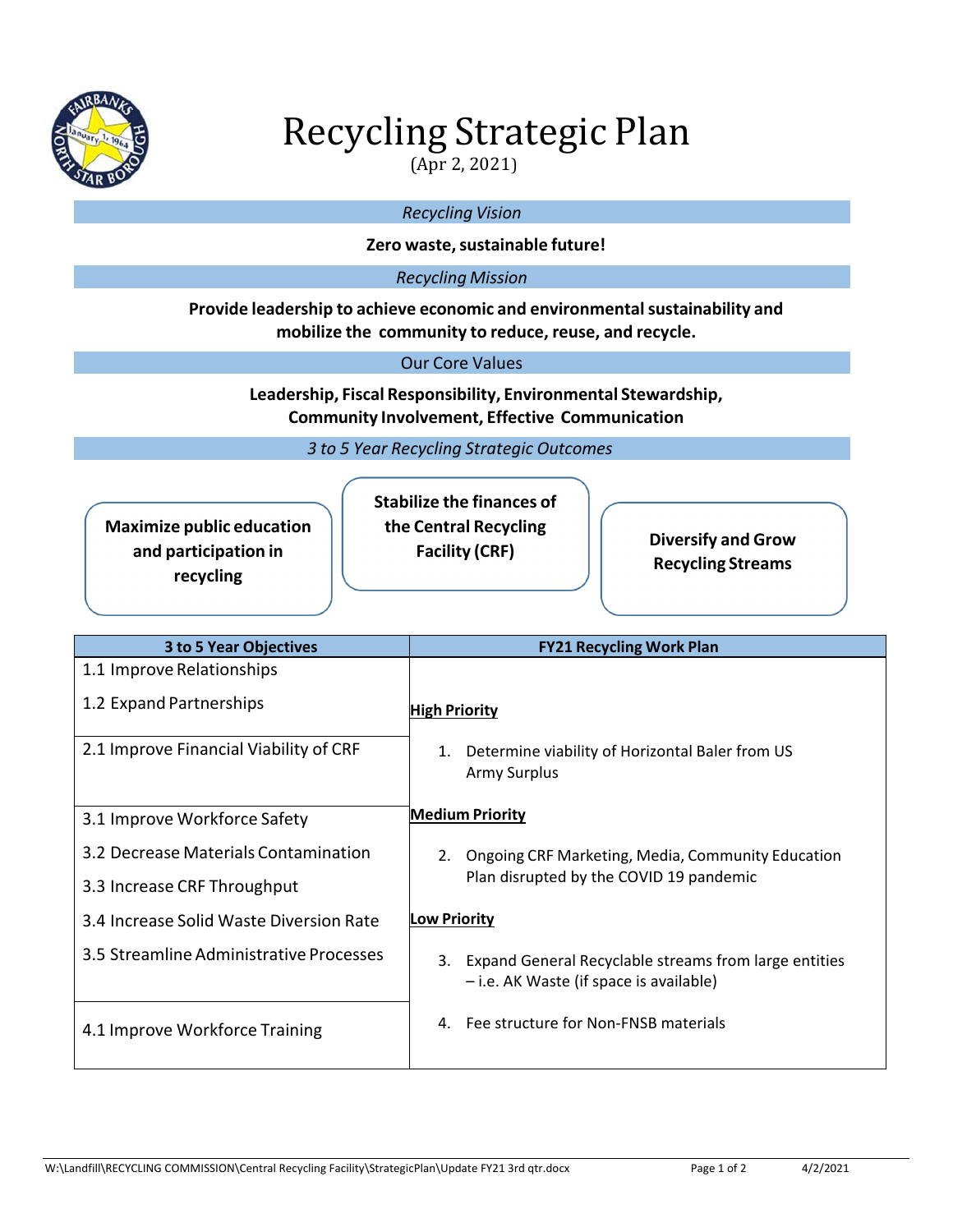# Recycling Strategic Plan

(Apr 2, 2021)

*Recycling Vision*

**Zero waste, sustainable future!**

*Recycling Mission*

**Provide leadership to achieve economic and environmental sustainability and mobilize the community to reduce, reuse, and recycle.**

Our Core Values

**Leadership, Fiscal Responsibility, Environmental Stewardship, Community Involvement, Effective Communication**

*3 to 5 Year Recycling Strategic Outcomes*

**Maximize public education and participation in recycling**

**Stabilize the finances of the Central Recycling Facility (CRF)**

**Diversify and Grow Recycling Streams**

| 3 to 5 Year Objectives | FY21 Recycling Work Plan |
|---|---|
| 1.1 Improve Relationships<br>1.2 Expand Partnerships | **High Priority** |
| 2.1 Improve Financial Viability of CRF | 1. Determine viability of Horizontal Baler from US Army Surplus |
| 3.1 Improve Workforce Safety<br>3.2 Decrease Materials Contamination<br>3.3 Increase CRF Throughput<br>3.4 Increase Solid Waste Diversion Rate<br>3.5 Streamline Administrative Processes | **Medium Priority**<br>2. Ongoing CRF Marketing, Media, Community Education Plan disrupted by the COVID 19 pandemic<br>**Low Priority**<br>3. Expand General Recyclable streams from large entities – i.e. AK Waste (if space is available) |
| 4.1 Improve Workforce Training | 4. Fee structure for Non-FNSB materials |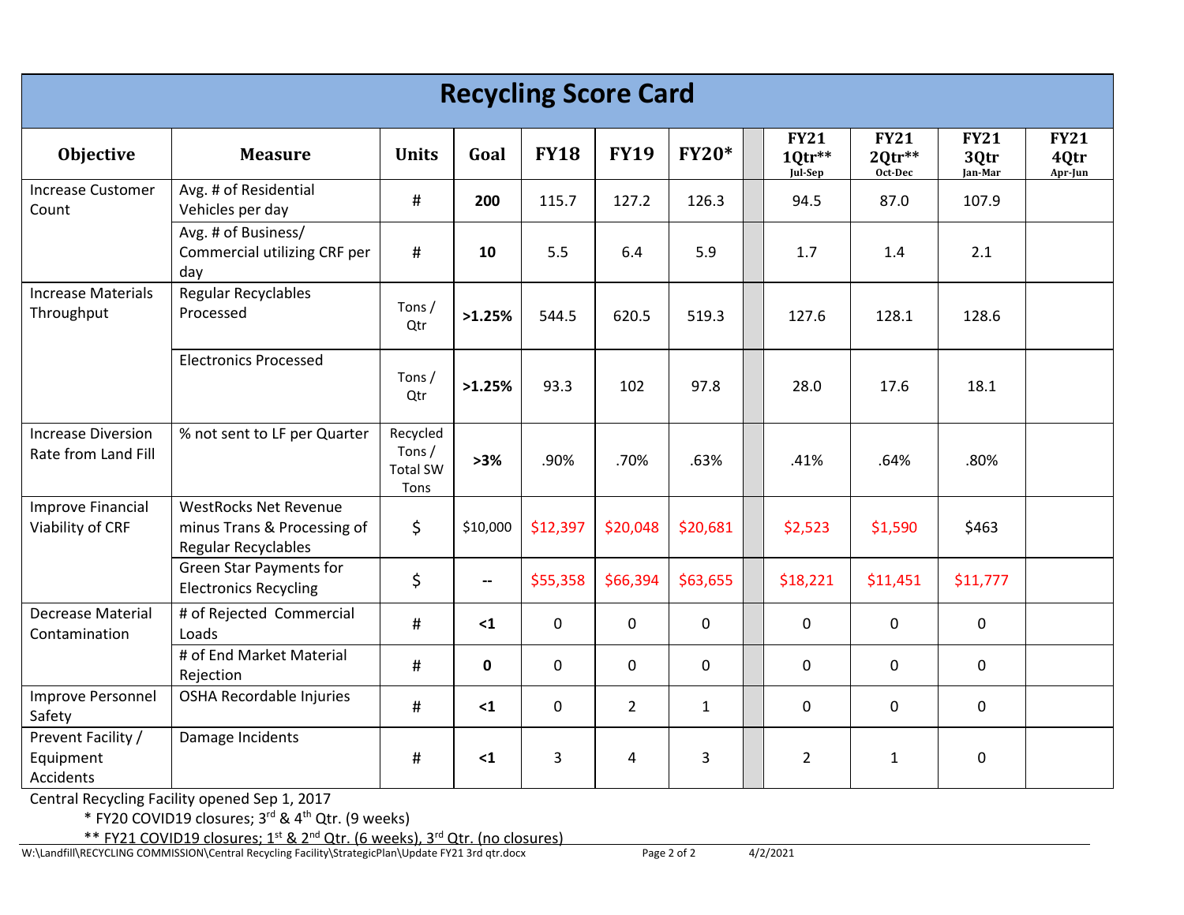# Recycling Score Card

| Objective | Measure | Units | Goal | FY18 | FY19 | FY20* | | FY21 1Qtr** Jul-Sep | FY21 2Qtr** Oct-Dec | FY21 3Qtr Jan-Mar | FY21 4Qtr Apr-Jun |
|---|---|---|---|---|---|---|---|---|---|---|---|
| Increase Customer Count | Avg. # of Residential Vehicles per day | # | **200** | 115.7 | 127.2 | 126.3 | | 94.5 | 87.0 | 107.9 | |
| | Avg. # of Business/ Commercial utilizing CRF per day | # | **10** | 5.5 | 6.4 | 5.9 | | 1.7 | 1.4 | 2.1 | |
| Increase Materials Throughput | Regular Recyclables Processed | Tons / Qtr | **>1.25%** | 544.5 | 620.5 | 519.3 | | 127.6 | 128.1 | 128.6 | |
| | Electronics Processed | Tons / Qtr | **>1.25%** | 93.3 | 102 | 97.8 | | 28.0 | 17.6 | 18.1 | |
| Increase Diversion Rate from Land Fill | % not sent to LF per Quarter | Recycled Tons / Total SW Tons | **>3%** | .90% | .70% | .63% | | .41% | .64% | .80% | |
| Improve Financial Viability of CRF | WestRocks Net Revenue minus Trans & Processing of Regular Recyclables | $ | $10,000 | $12,397 | $20,048 | $20,681 | | $2,523 | $1,590 | $463 | |
| | Green Star Payments for Electronics Recycling | $ | -- | $55,358 | $66,394 | $63,655 | | $18,221 | $11,451 | $11,777 | |
| Decrease Material Contamination | # of Rejected Commercial Loads | # | **<1** | 0 | 0 | 0 | | 0 | 0 | 0 | |
| | # of End Market Material Rejection | # | **0** | 0 | 0 | 0 | | 0 | 0 | 0 | |
| Improve Personnel Safety | OSHA Recordable Injuries | # | **<1** | 0 | 2 | 1 | | 0 | 0 | 0 | |
| Prevent Facility / Equipment Accidents | Damage Incidents | # | **<1** | 3 | 4 | 3 | | 2 | 1 | 0 | |

Central Recycling Facility opened Sep 1, 2017

\* FY20 COVID19 closures; 3rd & 4th Qtr. (9 weeks)

\*\* FY21 COVID19 closures; 1st & 2nd Qtr. (6 weeks), 3rd Qtr. (no closures)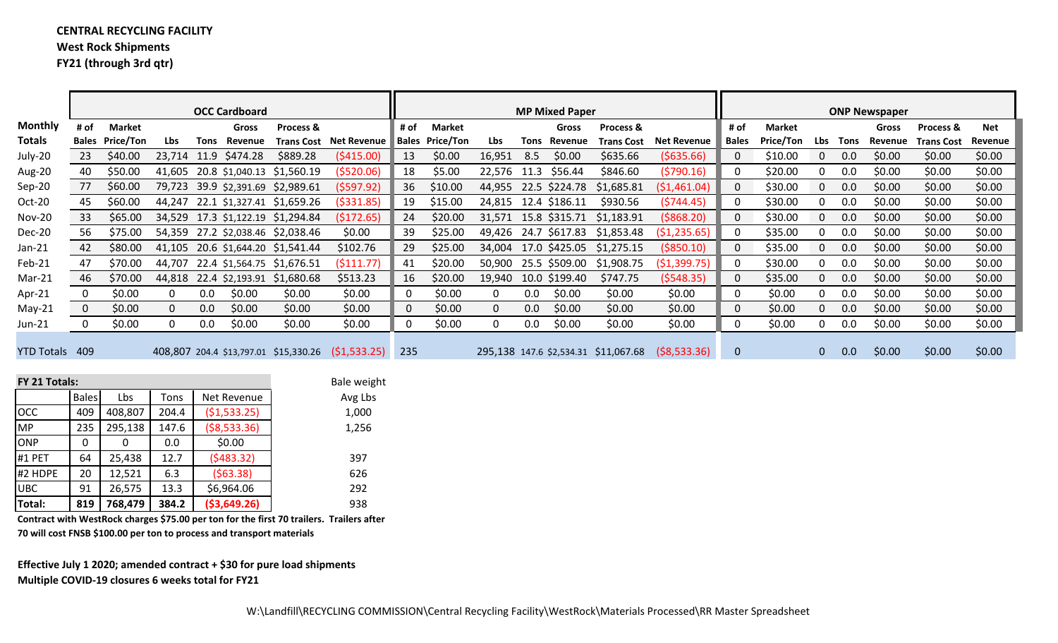**CENTRAL RECYCLING FACILITY**
**West Rock Shipments**
**FY21 (through 3rd qtr)**

| Monthly Totals | OCC Cardboard # of Bales | Market Price/Ton | Lbs | Tons | Gross Revenue | Process & Trans Cost | Net Revenue | MP Mixed Paper # of Bales | Market Price/Ton | Lbs | Tons | Gross Revenue | Process & Trans Cost | Net Revenue | ONP Newspaper # of Bales | Market Price/Ton | Lbs | Tons | Gross Revenue | Process & Trans Cost | Net Revenue |
|---|---|---|---|---|---|---|---|---|---|---|---|---|---|---|---|---|---|---|---|---|---|
| July-20 | 23 | $40.00 | 23,714 | 11.9 | $474.28 | $889.28 | ($415.00) | 13 | $0.00 | 16,951 | 8.5 | $0.00 | $635.66 | ($635.66) | 0 | $10.00 | 0 | 0.0 | $0.00 | $0.00 | $0.00 |
| Aug-20 | 40 | $50.00 | 41,605 | 20.8 | $1,040.13 | $1,560.19 | ($520.06) | 18 | $5.00 | 22,576 | 11.3 | $56.44 | $846.60 | ($790.16) | 0 | $20.00 | 0 | 0.0 | $0.00 | $0.00 | $0.00 |
| Sep-20 | 77 | $60.00 | 79,723 | 39.9 | $2,391.69 | $2,989.61 | ($597.92) | 36 | $10.00 | 44,955 | 22.5 | $224.78 | $1,685.81 | ($1,461.04) | 0 | $30.00 | 0 | 0.0 | $0.00 | $0.00 | $0.00 |
| Oct-20 | 45 | $60.00 | 44,247 | 22.1 | $1,327.41 | $1,659.26 | ($331.85) | 19 | $15.00 | 24,815 | 12.4 | $186.11 | $930.56 | ($744.45) | 0 | $30.00 | 0 | 0.0 | $0.00 | $0.00 | $0.00 |
| Nov-20 | 33 | $65.00 | 34,529 | 17.3 | $1,122.19 | $1,294.84 | ($172.65) | 24 | $20.00 | 31,571 | 15.8 | $315.71 | $1,183.91 | ($868.20) | 0 | $30.00 | 0 | 0.0 | $0.00 | $0.00 | $0.00 |
| Dec-20 | 56 | $75.00 | 54,359 | 27.2 | $2,038.46 | $2,038.46 | $0.00 | 39 | $25.00 | 49,426 | 24.7 | $617.83 | $1,853.48 | ($1,235.65) | 0 | $35.00 | 0 | 0.0 | $0.00 | $0.00 | $0.00 |
| Jan-21 | 42 | $80.00 | 41,105 | 20.6 | $1,644.20 | $1,541.44 | $102.76 | 29 | $25.00 | 34,004 | 17.0 | $425.05 | $1,275.15 | ($850.10) | 0 | $35.00 | 0 | 0.0 | $0.00 | $0.00 | $0.00 |
| Feb-21 | 47 | $70.00 | 44,707 | 22.4 | $1,564.75 | $1,676.51 | ($111.77) | 41 | $20.00 | 50,900 | 25.5 | $509.00 | $1,908.75 | ($1,399.75) | 0 | $30.00 | 0 | 0.0 | $0.00 | $0.00 | $0.00 |
| Mar-21 | 46 | $70.00 | 44,818 | 22.4 | $2,193.91 | $1,680.68 | $513.23 | 16 | $20.00 | 19,940 | 10.0 | $199.40 | $747.75 | ($548.35) | 0 | $35.00 | 0 | 0.0 | $0.00 | $0.00 | $0.00 |
| Apr-21 | 0 | $0.00 | 0 | 0.0 | $0.00 | $0.00 | $0.00 | 0 | $0.00 | 0 | 0.0 | $0.00 | $0.00 | $0.00 | 0 | $0.00 | 0 | 0.0 | $0.00 | $0.00 | $0.00 |
| May-21 | 0 | $0.00 | 0 | 0.0 | $0.00 | $0.00 | $0.00 | 0 | $0.00 | 0 | 0.0 | $0.00 | $0.00 | $0.00 | 0 | $0.00 | 0 | 0.0 | $0.00 | $0.00 | $0.00 |
| Jun-21 | 0 | $0.00 | 0 | 0.0 | $0.00 | $0.00 | $0.00 | 0 | $0.00 | 0 | 0.0 | $0.00 | $0.00 | $0.00 | 0 | $0.00 | 0 | 0.0 | $0.00 | $0.00 | $0.00 |
| YTD Totals | 409 | | 408,807 | 204.4 | $13,797.01 | $15,330.26 | ($1,533.25) | 235 | | 295,138 | 147.6 | $2,534.31 | $11,067.68 | ($8,533.36) | 0 | | 0 | 0.0 | $0.00 | $0.00 | $0.00 |

| FY 21 Totals: | Bales | Lbs | Tons | Net Revenue | Bale weight Avg Lbs |
|---|---|---|---|---|---|
| OCC | 409 | 408,807 | 204.4 | ($1,533.25) | 1,000 |
| MP | 235 | 295,138 | 147.6 | ($8,533.36) | 1,256 |
| ONP | 0 | 0 | 0.0 | $0.00 | |
| #1 PET | 64 | 25,438 | 12.7 | ($483.32) | 397 |
| #2 HDPE | 20 | 12,521 | 6.3 | ($63.38) | 626 |
| UBC | 91 | 26,575 | 13.3 | $6,964.06 | 292 |
| **Total:** | **819** | **768,479** | **384.2** | **($3,649.26)** | 938 |

**Contract with WestRock charges $75.00 per ton for the first 70 trailers. Trailers after 70 will cost FNSB $100.00 per ton to process and transport materials**

**Effective July 1 2020; amended contract + $30 for pure load shipments**
**Multiple COVID-19 closures 6 weeks total for FY21**

W:\Landfill\RECYCLING COMMISSION\Central Recycling Facility\WestRock\Materials Processed\RR Master Spreadsheet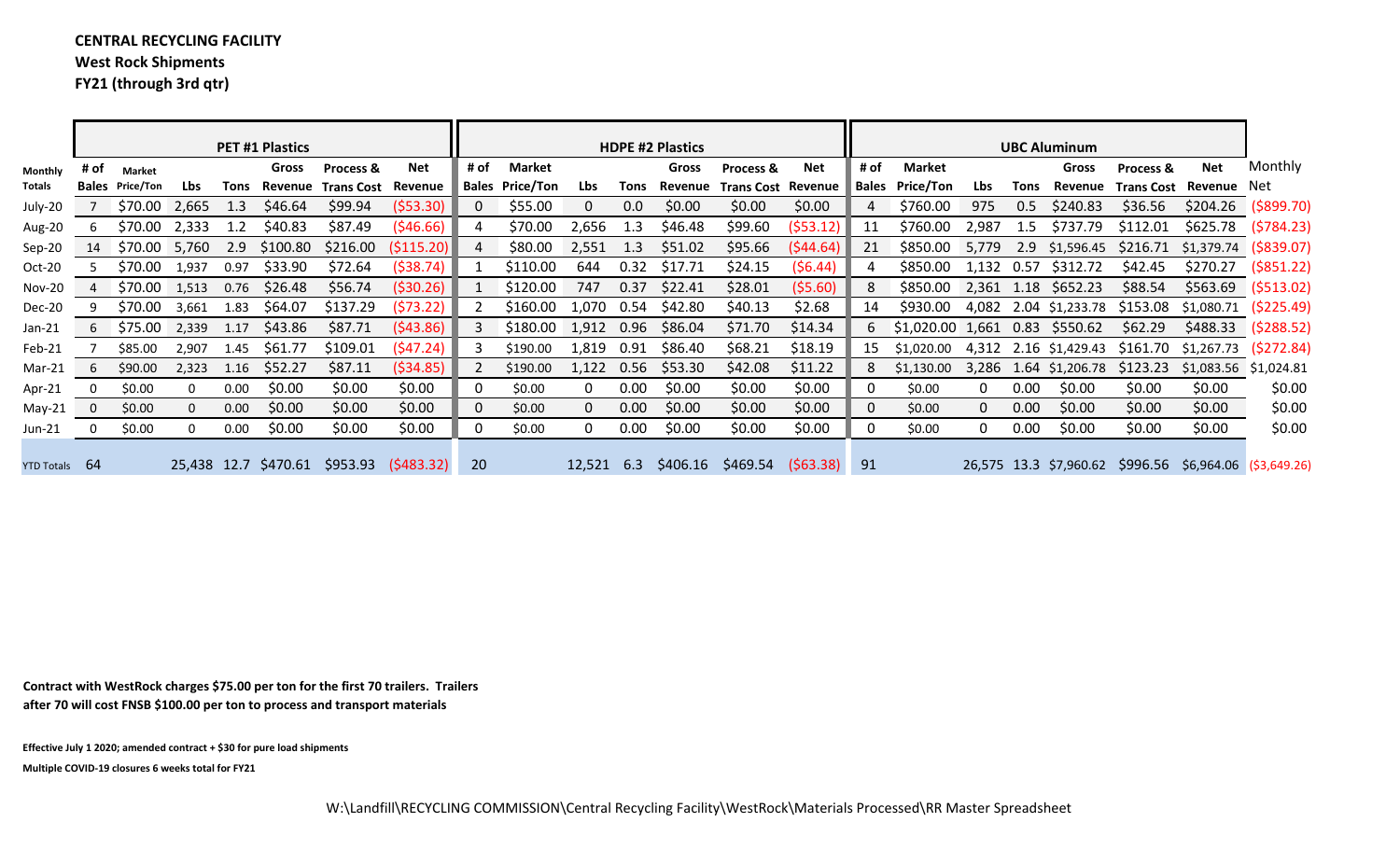**CENTRAL RECYCLING FACILITY**
**West Rock Shipments**
**FY21 (through 3rd qtr)**

| | PET #1 Plastics | | | | | | | HDPE #2 Plastics | | | | | | | UBC Aluminum | | | | | | | |
|---|---|---|---|---|---|---|---|---|---|---|---|---|---|---|---|---|---|---|---|---|---|---|
| **Monthly Totals** | **# of Bales** | **Market Price/Ton** | **Lbs** | **Tons** | **Gross Revenue** | **Process & Trans Cost** | **Net Revenue** | **# of Bales** | **Market Price/Ton** | **Lbs** | **Tons** | **Gross Revenue** | **Process & Trans Cost** | **Net Revenue** | **# of Bales** | **Market Price/Ton** | **Lbs** | **Tons** | **Gross Revenue** | **Process & Trans Cost** | **Net Revenue** | Monthly Net |
| July-20 | 7 | $70.00 | 2,665 | 1.3 | $46.64 | $99.94 | ($53.30) | 0 | $55.00 | 0 | 0.0 | $0.00 | $0.00 | $0.00 | 4 | $760.00 | 975 | 0.5 | $240.83 | $36.56 | $204.26 | ($899.70) |
| Aug-20 | 6 | $70.00 | 2,333 | 1.2 | $40.83 | $87.49 | ($46.66) | 4 | $70.00 | 2,656 | 1.3 | $46.48 | $99.60 | ($53.12) | 11 | $760.00 | 2,987 | 1.5 | $737.79 | $112.01 | $625.78 | ($784.23) |
| Sep-20 | 14 | $70.00 | 5,760 | 2.9 | $100.80 | $216.00 | ($115.20) | 4 | $80.00 | 2,551 | 1.3 | $51.02 | $95.66 | ($44.64) | 21 | $850.00 | 5,779 | 2.9 | $1,596.45 | $216.71 | $1,379.74 | ($839.07) |
| Oct-20 | 5 | $70.00 | 1,937 | 0.97 | $33.90 | $72.64 | ($38.74) | 1 | $110.00 | 644 | 0.32 | $17.71 | $24.15 | ($6.44) | 4 | $850.00 | 1,132 | 0.57 | $312.72 | $42.45 | $270.27 | ($851.22) |
| Nov-20 | 4 | $70.00 | 1,513 | 0.76 | $26.48 | $56.74 | ($30.26) | 1 | $120.00 | 747 | 0.37 | $22.41 | $28.01 | ($5.60) | 8 | $850.00 | 2,361 | 1.18 | $652.23 | $88.54 | $563.69 | ($513.02) |
| Dec-20 | 9 | $70.00 | 3,661 | 1.83 | $64.07 | $137.29 | ($73.22) | 2 | $160.00 | 1,070 | 0.54 | $42.80 | $40.13 | $2.68 | 14 | $930.00 | 4,082 | 2.04 | $1,233.78 | $153.08 | $1,080.71 | ($225.49) |
| Jan-21 | 6 | $75.00 | 2,339 | 1.17 | $43.86 | $87.71 | ($43.86) | 3 | $180.00 | 1,912 | 0.96 | $86.04 | $71.70 | $14.34 | 6 | $1,020.00 | 1,661 | 0.83 | $550.62 | $62.29 | $488.33 | ($288.52) |
| Feb-21 | 7 | $85.00 | 2,907 | 1.45 | $61.77 | $109.01 | ($47.24) | 3 | $190.00 | 1,819 | 0.91 | $86.40 | $68.21 | $18.19 | 15 | $1,020.00 | 4,312 | 2.16 | $1,429.43 | $161.70 | $1,267.73 | ($272.84) |
| Mar-21 | 6 | $90.00 | 2,323 | 1.16 | $52.27 | $87.11 | ($34.85) | 2 | $190.00 | 1,122 | 0.56 | $53.30 | $42.08 | $11.22 | 8 | $1,130.00 | 3,286 | 1.64 | $1,206.78 | $123.23 | $1,083.56 | $1,024.81 |
| Apr-21 | 0 | $0.00 | 0 | 0.00 | $0.00 | $0.00 | $0.00 | 0 | $0.00 | 0 | 0.00 | $0.00 | $0.00 | $0.00 | 0 | $0.00 | 0 | 0.00 | $0.00 | $0.00 | $0.00 | $0.00 |
| May-21 | 0 | $0.00 | 0 | 0.00 | $0.00 | $0.00 | $0.00 | 0 | $0.00 | 0 | 0.00 | $0.00 | $0.00 | $0.00 | 0 | $0.00 | 0 | 0.00 | $0.00 | $0.00 | $0.00 | $0.00 |
| Jun-21 | 0 | $0.00 | 0 | 0.00 | $0.00 | $0.00 | $0.00 | 0 | $0.00 | 0 | 0.00 | $0.00 | $0.00 | $0.00 | 0 | $0.00 | 0 | 0.00 | $0.00 | $0.00 | $0.00 | $0.00 |
| YTD Totals | 64 | | 25,438 | 12.7 | $470.61 | $953.93 | ($483.32) | 20 | | 12,521 | 6.3 | $406.16 | $469.54 | ($63.38) | 91 | | 26,575 | 13.3 | $7,960.62 | $996.56 | $6,964.06 | ($3,649.26) |

**Contract with WestRock charges $75.00 per ton for the first 70 trailers. Trailers after 70 will cost FNSB $100.00 per ton to process and transport materials**

**Effective July 1 2020; amended contract + $30 for pure load shipments**

**Multiple COVID-19 closures 6 weeks total for FY21**

W:\Landfill\RECYCLING COMMISSION\Central Recycling Facility\WestRock\Materials Processed\RR Master Spreadsheet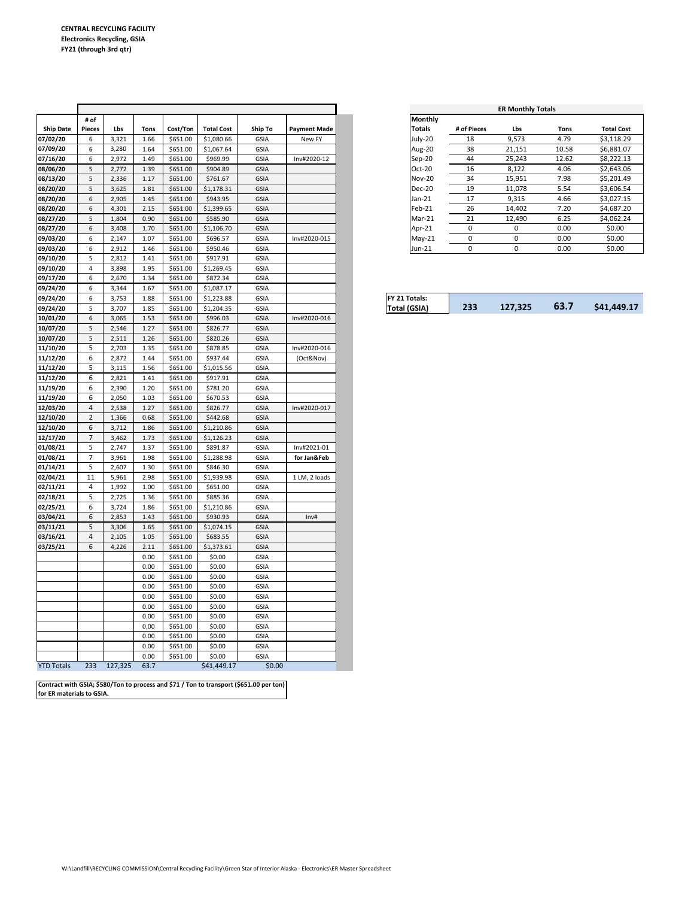**CENTRAL RECYCLING FACILITY**
**Electronics Recycling, GSIA**
**FY21 (through 3rd qtr)**

| Ship Date | # of Pieces | Lbs | Tons | Cost/Ton | Total Cost | Ship To | Payment Made |
|---|---|---|---|---|---|---|---|
| 07/02/20 | 6 | 3,321 | 1.66 | $651.00 | $1,080.66 | GSIA | New FY |
| 07/09/20 | 6 | 3,280 | 1.64 | $651.00 | $1,067.64 | GSIA | |
| 07/16/20 | 6 | 2,972 | 1.49 | $651.00 | $969.99 | GSIA | Inv#2020-12 |
| 08/06/20 | 5 | 2,772 | 1.39 | $651.00 | $904.89 | GSIA | |
| 08/13/20 | 5 | 2,336 | 1.17 | $651.00 | $761.67 | GSIA | |
| 08/20/20 | 5 | 3,625 | 1.81 | $651.00 | $1,178.31 | GSIA | |
| 08/20/20 | 6 | 2,905 | 1.45 | $651.00 | $943.95 | GSIA | |
| 08/20/20 | 6 | 4,301 | 2.15 | $651.00 | $1,399.65 | GSIA | |
| 08/27/20 | 5 | 1,804 | 0.90 | $651.00 | $585.90 | GSIA | |
| 08/27/20 | 6 | 3,408 | 1.70 | $651.00 | $1,106.70 | GSIA | |
| 09/03/20 | 6 | 2,147 | 1.07 | $651.00 | $696.57 | GSIA | Inv#2020-015 |
| 09/03/20 | 6 | 2,912 | 1.46 | $651.00 | $950.46 | GSIA | |
| 09/10/20 | 5 | 2,812 | 1.41 | $651.00 | $917.91 | GSIA | |
| 09/10/20 | 4 | 3,898 | 1.95 | $651.00 | $1,269.45 | GSIA | |
| 09/17/20 | 6 | 2,670 | 1.34 | $651.00 | $872.34 | GSIA | |
| 09/24/20 | 6 | 3,344 | 1.67 | $651.00 | $1,087.17 | GSIA | |
| 09/24/20 | 6 | 3,753 | 1.88 | $651.00 | $1,223.88 | GSIA | |
| 09/24/20 | 5 | 3,707 | 1.85 | $651.00 | $1,204.35 | GSIA | |
| 10/01/20 | 6 | 3,065 | 1.53 | $651.00 | $996.03 | GSIA | Inv#2020-016 |
| 10/07/20 | 5 | 2,546 | 1.27 | $651.00 | $826.77 | GSIA | |
| 10/07/20 | 5 | 2,511 | 1.26 | $651.00 | $820.26 | GSIA | |
| 11/10/20 | 5 | 2,703 | 1.35 | $651.00 | $878.85 | GSIA | Inv#2020-016 |
| 11/12/20 | 6 | 2,872 | 1.44 | $651.00 | $937.44 | GSIA | (Oct&Nov) |
| 11/12/20 | 5 | 3,115 | 1.56 | $651.00 | $1,015.56 | GSIA | |
| 11/12/20 | 6 | 2,821 | 1.41 | $651.00 | $917.91 | GSIA | |
| 11/19/20 | 6 | 2,390 | 1.20 | $651.00 | $781.20 | GSIA | |
| 11/19/20 | 6 | 2,050 | 1.03 | $651.00 | $670.53 | GSIA | |
| 12/03/20 | 4 | 2,538 | 1.27 | $651.00 | $826.77 | GSIA | Inv#2020-017 |
| 12/10/20 | 2 | 1,366 | 0.68 | $651.00 | $442.68 | GSIA | |
| 12/10/20 | 6 | 3,712 | 1.86 | $651.00 | $1,210.86 | GSIA | |
| 12/17/20 | 7 | 3,462 | 1.73 | $651.00 | $1,126.23 | GSIA | |
| 01/08/21 | 5 | 2,747 | 1.37 | $651.00 | $891.87 | GSIA | Inv#2021-01 |
| 01/08/21 | 7 | 3,961 | 1.98 | $651.00 | $1,288.98 | GSIA | **for Jan&Feb** |
| 01/14/21 | 5 | 2,607 | 1.30 | $651.00 | $846.30 | GSIA | |
| 02/04/21 | 11 | 5,961 | 2.98 | $651.00 | $1,939.98 | GSIA | 1 LM, 2 loads |
| 02/11/21 | 4 | 1,992 | 1.00 | $651.00 | $651.00 | GSIA | |
| 02/18/21 | 5 | 2,725 | 1.36 | $651.00 | $885.36 | GSIA | |
| 02/25/21 | 6 | 3,724 | 1.86 | $651.00 | $1,210.86 | GSIA | |
| 03/04/21 | 6 | 2,853 | 1.43 | $651.00 | $930.93 | GSIA | Inv# |
| 03/11/21 | 5 | 3,306 | 1.65 | $651.00 | $1,074.15 | GSIA | |
| 03/16/21 | 4 | 2,105 | 1.05 | $651.00 | $683.55 | GSIA | |
| 03/25/21 | 6 | 4,226 | 2.11 | $651.00 | $1,373.61 | GSIA | |
| | | | 0.00 | $651.00 | $0.00 | GSIA | |
| | | | 0.00 | $651.00 | $0.00 | GSIA | |
| | | | 0.00 | $651.00 | $0.00 | GSIA | |
| | | | 0.00 | $651.00 | $0.00 | GSIA | |
| | | | 0.00 | $651.00 | $0.00 | GSIA | |
| | | | 0.00 | $651.00 | $0.00 | GSIA | |
| | | | 0.00 | $651.00 | $0.00 | GSIA | |
| | | | 0.00 | $651.00 | $0.00 | GSIA | |
| | | | 0.00 | $651.00 | $0.00 | GSIA | |
| | | | 0.00 | $651.00 | $0.00 | GSIA | |
| | | | 0.00 | $651.00 | $0.00 | GSIA | |
| YTD Totals | 233 | 127,325 | 63.7 | | $41,449.17 | $0.00 | |

**Contract with GSIA; $580/Ton to process and $71 / Ton to transport ($651.00 per ton) for ER materials to GSIA.**

**ER Monthly Totals**

| Monthly Totals | # of Pieces | Lbs | Tons | Total Cost |
|---|---|---|---|---|
| July-20 | 18 | 9,573 | 4.79 | $3,118.29 |
| Aug-20 | 38 | 21,151 | 10.58 | $6,881.07 |
| Sep-20 | 44 | 25,243 | 12.62 | $8,222.13 |
| Oct-20 | 16 | 8,122 | 4.06 | $2,643.06 |
| Nov-20 | 34 | 15,951 | 7.98 | $5,201.49 |
| Dec-20 | 19 | 11,078 | 5.54 | $3,606.54 |
| Jan-21 | 17 | 9,315 | 4.66 | $3,027.15 |
| Feb-21 | 26 | 14,402 | 7.20 | $4,687.20 |
| Mar-21 | 21 | 12,490 | 6.25 | $4,062.24 |
| Apr-21 | 0 | 0 | 0.00 | $0.00 |
| May-21 | 0 | 0 | 0.00 | $0.00 |
| Jun-21 | 0 | 0 | 0.00 | $0.00 |

| | | | | |
|---|---|---|---|---|
| **FY 21 Totals: Total (GSIA)** | **233** | **127,325** | **63.7** | **$41,449.17** |

W:\Landfill\RECYCLING COMMISSION\Central Recycling Facility\Green Star of Interior Alaska - Electronics\ER Master Spreadsheet